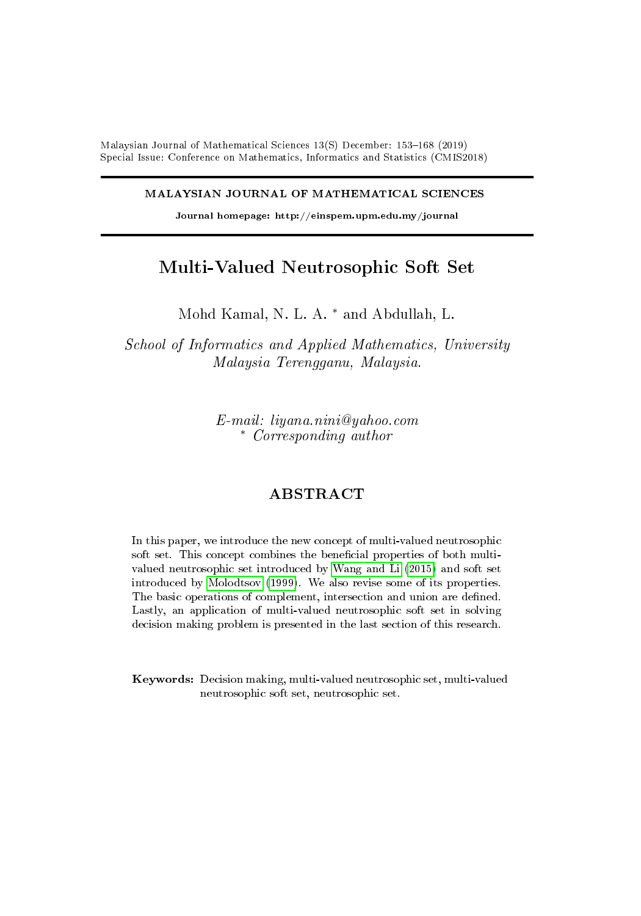MALAYSIAN JOURNAL OF MATHEMATICAL SCIENCES

Journal homepage: http://einspem.upm.edu.my/journal

# Multi-Valued Neutrosophic Soft Set

Mohd Kamal, N. L. A. * and Abdullah, L.

*School of Informatics and Applied Mathematics, University Malaysia Terengganu, Malaysia.*

*E-mail: liyana.nini@yahoo.com*
*\* Corresponding author*

## ABSTRACT

In this paper, we introduce the new concept of multi-valued neutrosophic soft set. This concept combines the beneficial properties of both multi-valued neutrosophic set introduced by Wang and Li (2015) and soft set introduced by Molodtsov (1999). We also revise some of its properties. The basic operations of complement, intersection and union are defined. Lastly, an application of multi-valued neutrosophic soft set in solving decision making problem is presented in the last section of this research.

**Keywords:** Decision making, multi-valued neutrosophic set, multi-valued neutrosophic soft set, neutrosophic set.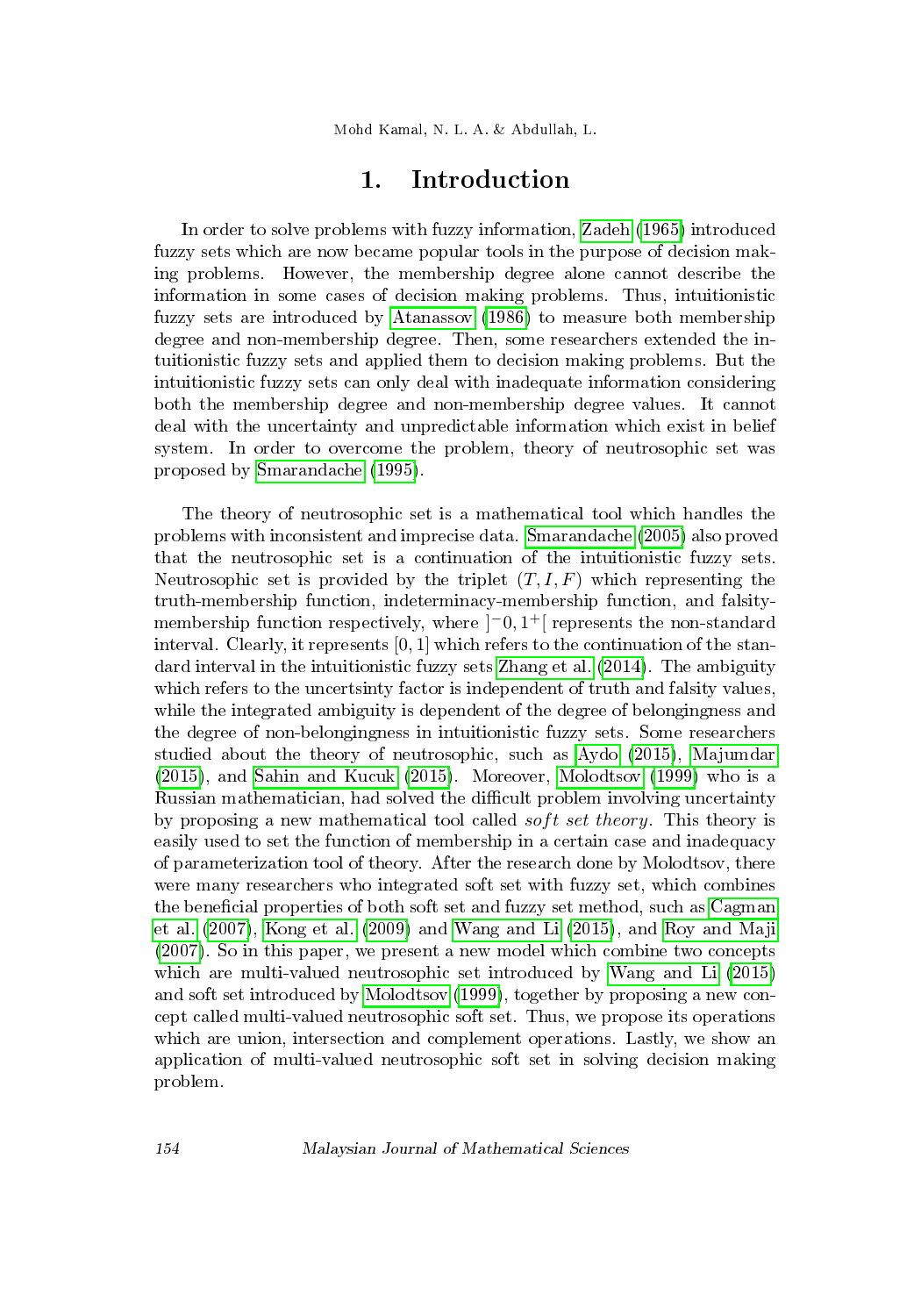# 1. Introduction

In order to solve problems with fuzzy information, Zadeh (1965) introduced fuzzy sets which are now became popular tools in the purpose of decision making problems. However, the membership degree alone cannot describe the information in some cases of decision making problems. Thus, intuitionistic fuzzy sets are introduced by Atanassov (1986) to measure both membership degree and non-membership degree. Then, some researchers extended the intuitionistic fuzzy sets and applied them to decision making problems. But the intuitionistic fuzzy sets can only deal with inadequate information considering both the membership degree and non-membership degree values. It cannot deal with the uncertainty and unpredictable information which exist in belief system. In order to overcome the problem, theory of neutrosophic set was proposed by Smarandache (1995).

The theory of neutrosophic set is a mathematical tool which handles the problems with inconsistent and imprecise data. Smarandache (2005) also proved that the neutrosophic set is a continuation of the intuitionistic fuzzy sets. Neutrosophic set is provided by the triplet $(T, I, F)$ which representing the truth-membership function, indeterminacy-membership function, and falsity-membership function respectively, where $]^{-}0, 1^{+}[$ represents the non-standard interval. Clearly, it represents $[0, 1]$ which refers to the continuation of the standard interval in the intuitionistic fuzzy sets Zhang et al. (2014). The ambiguity which refers to the uncertsinty factor is independent of truth and falsity values, while the integrated ambiguity is dependent of the degree of belongingness and the degree of non-belongingness in intuitionistic fuzzy sets. Some researchers studied about the theory of neutrosophic, such as Aydo (2015), Majumdar (2015), and Sahin and Kucuk (2015). Moreover, Molodtsov (1999) who is a Russian mathematician, had solved the difficult problem involving uncertainty by proposing a new mathematical tool called *soft set theory*. This theory is easily used to set the function of membership in a certain case and inadequacy of parameterization tool of theory. After the research done by Molodtsov, there were many researchers who integrated soft set with fuzzy set, which combines the beneficial properties of both soft set and fuzzy set method, such as Cagman et al. (2007), Kong et al. (2009) and Wang and Li (2015), and Roy and Maji (2007). So in this paper, we present a new model which combine two concepts which are multi-valued neutrosophic set introduced by Wang and Li (2015) and soft set introduced by Molodtsov (1999), together by proposing a new concept called multi-valued neutrosophic soft set. Thus, we propose its operations which are union, intersection and complement operations. Lastly, we show an application of multi-valued neutrosophic soft set in solving decision making problem.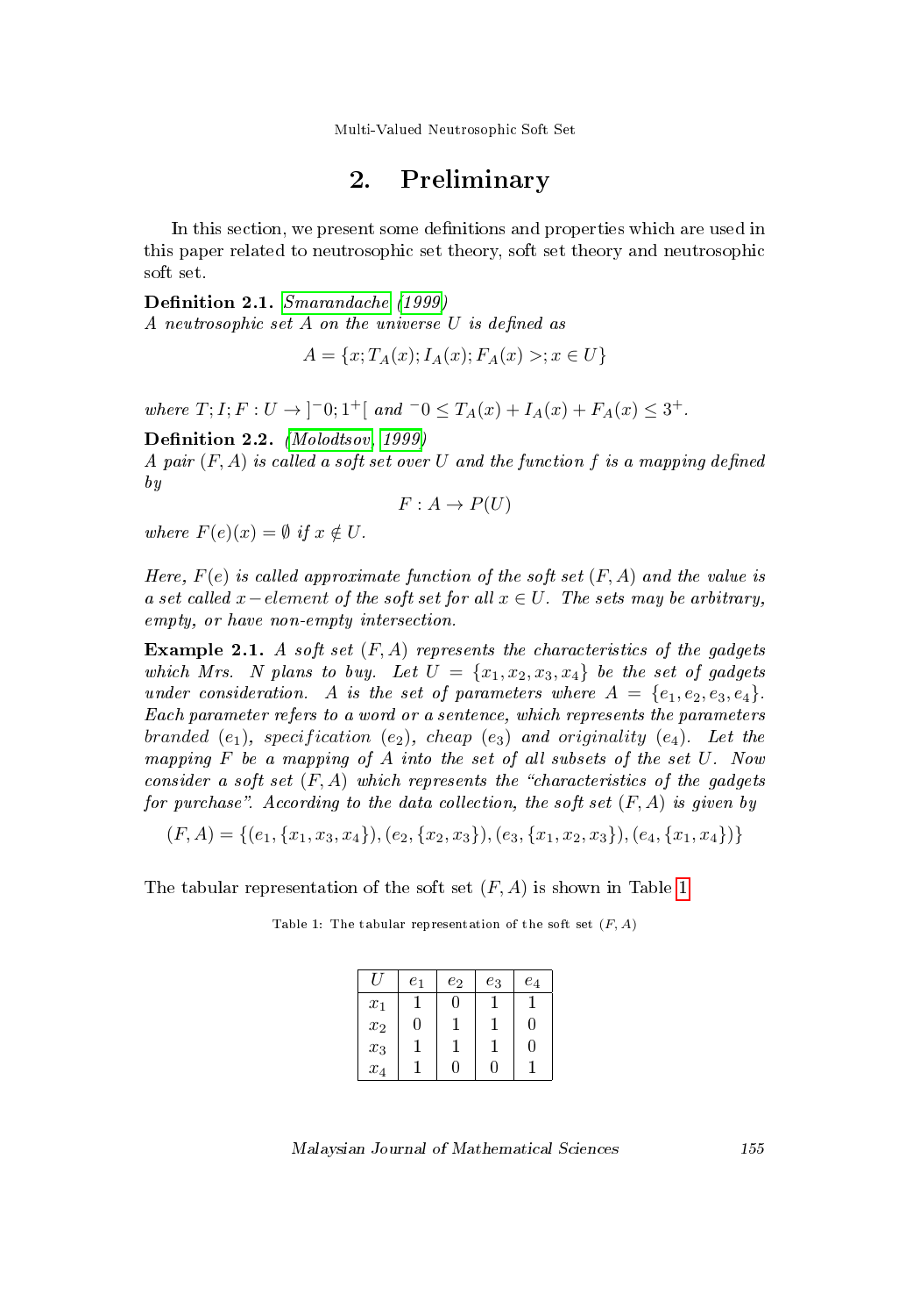# 2. Preliminary

In this section, we present some definitions and properties which are used in this paper related to neutrosophic set theory, soft set theory and neutrosophic soft set.

**Definition 2.1.** Smarandache (1999)
*A neutrosophic set A on the universe U is defined as*

$$A = \{x; T_A(x); I_A(x); F_A(x) >; x \in U\}$$

*where* $T; I; F : U \to ]^{-}0; 1^{+}[$ *and* $^{-}0 \leq T_A(x) + I_A(x) + F_A(x) \leq 3^{+}$.

**Definition 2.2.** (Molodtsov, 1999)
*A pair* $(F, A)$ *is called a soft set over* $U$ *and the function* $f$ *is a mapping defined by*

$$F : A \to P(U)$$

*where* $F(e)(x) = \emptyset$ *if* $x \notin U$.

*Here,* $F(e)$ *is called approximate function of the soft set* $(F, A)$ *and the value is a set called* $x-element$ *of the soft set for all* $x \in U$. *The sets may be arbitrary, empty, or have non-empty intersection.*

**Example 2.1.** *A soft set* $(F, A)$ *represents the characteristics of the gadgets which Mrs. N plans to buy. Let* $U = \{x_1, x_2, x_3, x_4\}$ *be the set of gadgets under consideration. A is the set of parameters where* $A = \{e_1, e_2, e_3, e_4\}$. *Each parameter refers to a word or a sentence, which represents the parameters branded* ($e_1$), *specification* ($e_2$), *cheap* ($e_3$) *and originality* ($e_4$). *Let the mapping F be a mapping of A into the set of all subsets of the set U. Now consider a soft set* $(F, A)$ *which represents the "characteristics of the gadgets for purchase". According to the data collection, the soft set* $(F, A)$ *is given by*

$$(F, A) = \{(e_1, \{x_1, x_3, x_4\}), (e_2, \{x_2, x_3\}), (e_3, \{x_1, x_2, x_3\}), (e_4, \{x_1, x_4\})\}$$

The tabular representation of the soft set $(F, A)$ is shown in Table 1.

Table 1: The tabular representation of the soft set $(F, A)$

| $U$ | $e_1$ | $e_2$ | $e_3$ | $e_4$ |
|---|---|---|---|---|
| $x_1$ | 1 | 0 | 1 | 1 |
| $x_2$ | 0 | 1 | 1 | 0 |
| $x_3$ | 1 | 1 | 1 | 0 |
| $x_4$ | 1 | 0 | 0 | 1 |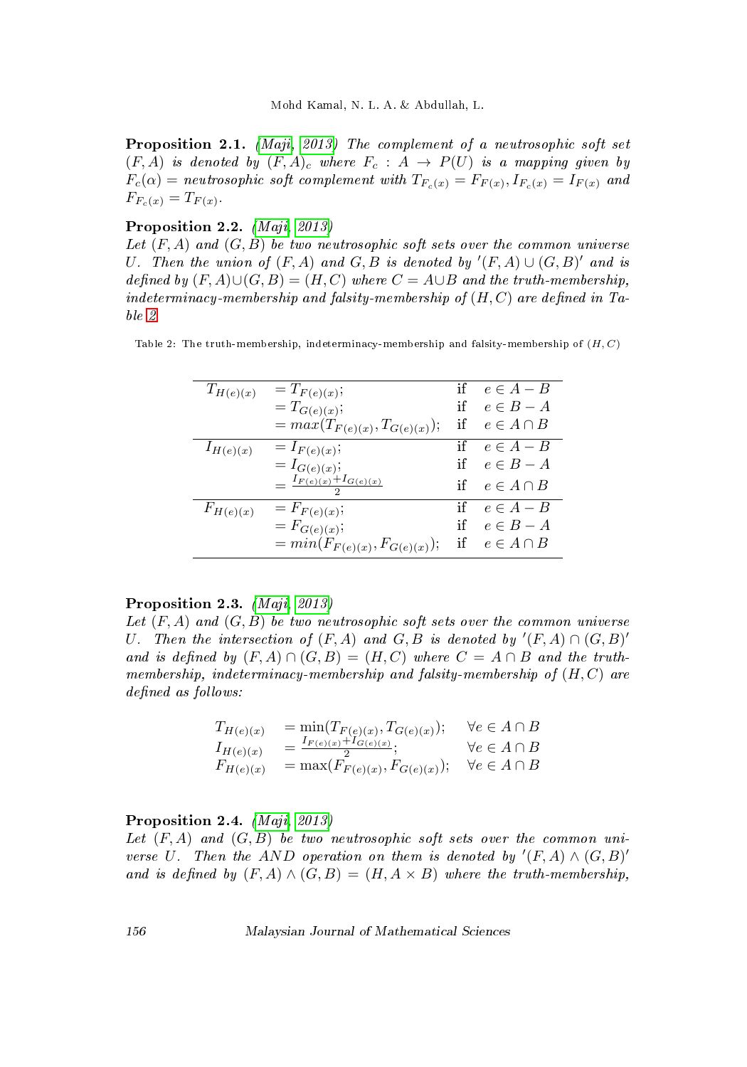**Proposition 2.1.** *(Maji, 2013) The complement of a neutrosophic soft set $(F, A)$ is denoted by $(F, A)_c$ where $F_c : A \to P(U)$ is a mapping given by $F_c(\alpha) =$ neutrosophic soft complement with $T_{F_c(x)} = F_{F(x)}, I_{F_c(x)} = I_{F(x)}$ and $F_{F_c(x)} = T_{F(x)}$.*

**Proposition 2.2.** *(Maji, 2013)*
*Let $(F, A)$ and $(G, B)$ be two neutrosophic soft sets over the common universe $U$. Then the union of $(F, A)$ and $G, B$ is denoted by $'(F, A) \cup (G, B)'$ and is defined by $(F, A) \cup (G, B) = (H, C)$ where $C = A \cup B$ and the truth-membership, indeterminacy-membership and falsity-membership of $(H, C)$ are defined in Table 2.*

Table 2: The truth-membership, indeterminacy-membership and falsity-membership of $(H, C)$

| | | | |
|---|---|---|---|
| $T_{H(e)(x)}$ | $= T_{F(e)(x)}$; | if | $e \in A - B$ |
| | $= T_{G(e)(x)}$; | if | $e \in B - A$ |
| | $= max(T_{F(e)(x)}, T_{G(e)(x)})$; | if | $e \in A \cap B$ |
| $I_{H(e)(x)}$ | $= I_{F(e)(x)}$; | if | $e \in A - B$ |
| | $= I_{G(e)(x)}$; | if | $e \in B - A$ |
| | $= \frac{I_{F(e)(x)} + I_{G(e)(x)}}{2}$ | if | $e \in A \cap B$ |
| $F_{H(e)(x)}$ | $= F_{F(e)(x)}$; | if | $e \in A - B$ |
| | $= F_{G(e)(x)}$; | if | $e \in B - A$ |
| | $= min(F_{F(e)(x)}, F_{G(e)(x)})$; | if | $e \in A \cap B$ |

**Proposition 2.3.** *(Maji, 2013)*
*Let $(F, A)$ and $(G, B)$ be two neutrosophic soft sets over the common universe $U$. Then the intersection of $(F, A)$ and $G, B$ is denoted by $'(F, A) \cap (G, B)'$ and is defined by $(F, A) \cap (G, B) = (H, C)$ where $C = A \cap B$ and the truth-membership, indeterminacy-membership and falsity-membership of $(H, C)$ are defined as follows:*

$$
\begin{aligned}
T_{H(e)(x)} &= \min(T_{F(e)(x)}, T_{G(e)(x)}); && \forall e \in A \cap B \\
I_{H(e)(x)} &= \frac{I_{F(e)(x)} + I_{G(e)(x)}}{2}; && \forall e \in A \cap B \\
F_{H(e)(x)} &= \max(F_{F(e)(x)}, F_{G(e)(x)}); && \forall e \in A \cap B
\end{aligned}
$$

**Proposition 2.4.** *(Maji, 2013)*
*Let $(F, A)$ and $(G, B)$ be two neutrosophic soft sets over the common universe $U$. Then the AND operation on them is denoted by $'(F, A) \wedge (G, B)'$ and is defined by $(F, A) \wedge (G, B) = (H, A \times B)$ where the truth-membership,*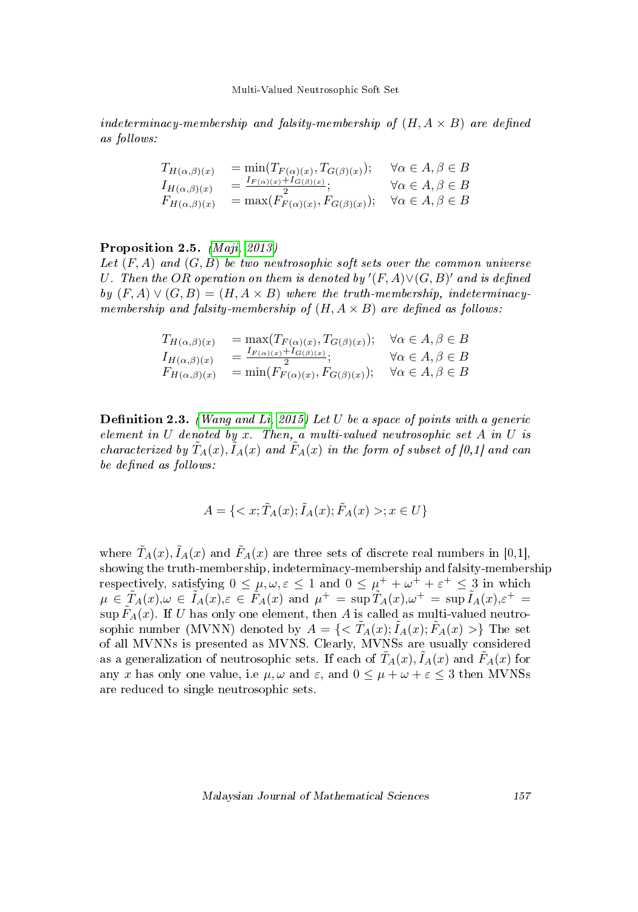*indeterminacy-membership and falsity-membership of $(H, A \times B)$ are defined as follows:*

$$
\begin{array}{lll}
T_{H(\alpha,\beta)(x)} & = \min(T_{F(\alpha)(x)}, T_{G(\beta)(x)}); & \forall \alpha \in A, \beta \in B \\
I_{H(\alpha,\beta)(x)} & = \frac{I_{F(\alpha)(x)}+I_{G(\beta)(x)}}{2}; & \forall \alpha \in A, \beta \in B \\
F_{H(\alpha,\beta)(x)} & = \max(F_{F(\alpha)(x)}, F_{G(\beta)(x)}); & \forall \alpha \in A, \beta \in B
\end{array}
$$

**Proposition 2.5.** *(Maji, 2013)*
*Let $(F, A)$ and $(G, B)$ be two neutrosophic soft sets over the common universe $U$. Then the $OR$ operation on them is denoted by $'(F, A) \vee (G, B)'$ and is defined by $(F, A) \vee (G, B) = (H, A \times B)$ where the truth-membership, indeterminacy-membership and falsity-membership of $(H, A \times B)$ are defined as follows:*

$$
\begin{array}{lll}
T_{H(\alpha,\beta)(x)} & = \max(T_{F(\alpha)(x)}, T_{G(\beta)(x)}); & \forall \alpha \in A, \beta \in B \\
I_{H(\alpha,\beta)(x)} & = \frac{I_{F(\alpha)(x)}+I_{G(\beta)(x)}}{2}; & \forall \alpha \in A, \beta \in B \\
F_{H(\alpha,\beta)(x)} & = \min(F_{F(\alpha)(x)}, F_{G(\beta)(x)}); & \forall \alpha \in A, \beta \in B
\end{array}
$$

**Definition 2.3.** *(Wang and Li, 2015) Let $U$ be a space of points with a generic element in $U$ denoted by $x$. Then, a multi-valued neutrosophic set $A$ in $U$ is characterized by $\tilde{T}_A(x), \tilde{I}_A(x)$ and $\tilde{F}_A(x)$ in the form of subset of [0,1] and can be defined as follows:*

$$A = \{< x; \tilde{T}_A(x); \tilde{I}_A(x); \tilde{F}_A(x) >; x \in U\}$$

where $\tilde{T}_A(x), \tilde{I}_A(x)$ and $\tilde{F}_A(x)$ are three sets of discrete real numbers in [0,1], showing the truth-membership, indeterminacy-membership and falsity-membership respectively, satisfying $0 \leq \mu, \omega, \varepsilon \leq 1$ and $0 \leq \mu^+ + \omega^+ + \varepsilon^+ \leq 3$ in which $\mu \in \tilde{T}_A(x)$,$\omega \in \tilde{I}_A(x)$,$\varepsilon \in \tilde{F}_A(x)$ and $\mu^+ = \sup \tilde{T}_A(x)$,$\omega^+ = \sup \tilde{I}_A(x)$,$\varepsilon^+ = \sup \tilde{F}_A(x)$. If $U$ has only one element, then $A$ is called as multi-valued neutrosophic number (MVNN) denoted by $A = \{< \tilde{T}_A(x); \tilde{I}_A(x); \tilde{F}_A(x) >\}$ The set of all MVNNs is presented as MVNS. Clearly, MVNSs are usually considered as a generalization of neutrosophic sets. If each of $\tilde{T}_A(x), \tilde{I}_A(x)$ and $\tilde{F}_A(x)$ for any $x$ has only one value, i.e $\mu, \omega$ and $\varepsilon$, and $0 \leq \mu + \omega + \varepsilon \leq 3$ then MVNSs are reduced to single neutrosophic sets.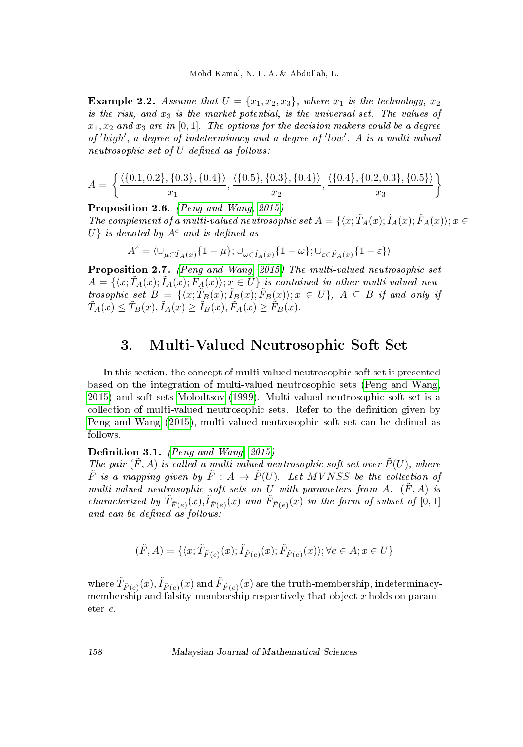**Example 2.2.** *Assume that $U = \{x_1, x_2, x_3\}$, where $x_1$ is the technology, $x_2$ is the risk, and $x_3$ is the market potential, is the universal set. The values of $x_1, x_2$ and $x_3$ are in $[0, 1]$. The options for the decision makers could be a degree of 'high', a degree of indeterminacy and a degree of 'low'. A is a multi-valued neutrosophic set of U defined as follows:*

$$A = \left\{ \frac{\langle \{0.1, 0.2\}, \{0.3\}, \{0.4\} \rangle}{x_1}, \frac{\langle \{0.5\}, \{0.3\}, \{0.4\} \rangle}{x_2}, \frac{\langle \{0.4\}, \{0.2, 0.3\}, \{0.5\} \rangle}{x_3} \right\}$$

**Proposition 2.6.** (Peng and Wang, 2015)
*The complement of a multi-valued neutrosophic set $A = \{\langle x; \tilde{T}_A(x); \tilde{I}_A(x); \tilde{F}_A(x) \rangle; x \in U\}$ is denoted by $A^c$ and is defined as*

$$A^c = \langle \cup_{\mu \in \tilde{T}_A(x)} \{1 - \mu\}; \cup_{\omega \in \tilde{I}_A(x)} \{1 - \omega\}; \cup_{\varepsilon \in \tilde{F}_A(x)} \{1 - \varepsilon\} \rangle$$

**Proposition 2.7.** (Peng and Wang, 2015) *The multi-valued neutrosophic set $A = \{\langle x; \tilde{T}_A(x); \tilde{I}_A(x); \tilde{F}_A(x) \rangle; x \in U\}$ is contained in other multi-valued neutrosophic set $B = \{\langle x; \tilde{T}_B(x); \tilde{I}_B(x); \tilde{F}_B(x) \rangle; x \in U\}$, $A \subseteq B$ if and only if $\tilde{T}_A(x) \leq \tilde{T}_B(x), \tilde{I}_A(x) \geq \tilde{I}_B(x), \tilde{F}_A(x) \geq \tilde{F}_B(x)$.*

## 3. Multi-Valued Neutrosophic Soft Set

In this section, the concept of multi-valued neutrosophic soft set is presented based on the integration of multi-valued neutrosophic sets (Peng and Wang, 2015) and soft sets Molodtsov (1999). Multi-valued neutrosophic soft set is a collection of multi-valued neutrosophic sets. Refer to the definition given by Peng and Wang (2015), multi-valued neutrosophic soft set can be defined as follows.

**Definition 3.1.** (Peng and Wang, 2015)
*The pair $(\tilde{F}, A)$ is called a multi-valued neutrosophic soft set over $\tilde{P}(U)$, where $\tilde{F}$ is a mapping given by $\tilde{F} : A \rightarrow \tilde{P}(U)$. Let $MVNSS$ be the collection of multi-valued neutrosophic soft sets on U with parameters from A. $(\tilde{F}, A)$ is characterized by $\tilde{T}_{\tilde{F}(e)}(x)$,$\tilde{I}_{\tilde{F}(e)}(x)$ and $\tilde{F}_{\tilde{F}(e)}(x)$ in the form of subset of $[0, 1]$ and can be defined as follows:*

$$(\tilde{F}, A) = \{\langle x; \tilde{T}_{\tilde{F}(e)}(x); \tilde{I}_{\tilde{F}(e)}(x); \tilde{F}_{\tilde{F}(e)}(x) \rangle; \forall e \in A; x \in U\}$$

where $\tilde{T}_{\tilde{F}(e)}(x), \tilde{I}_{\tilde{F}(e)}(x)$ and $\tilde{F}_{\tilde{F}(e)}(x)$ are the truth-membership, indeterminacy-membership and falsity-membership respectively that object $x$ holds on parameter $e$.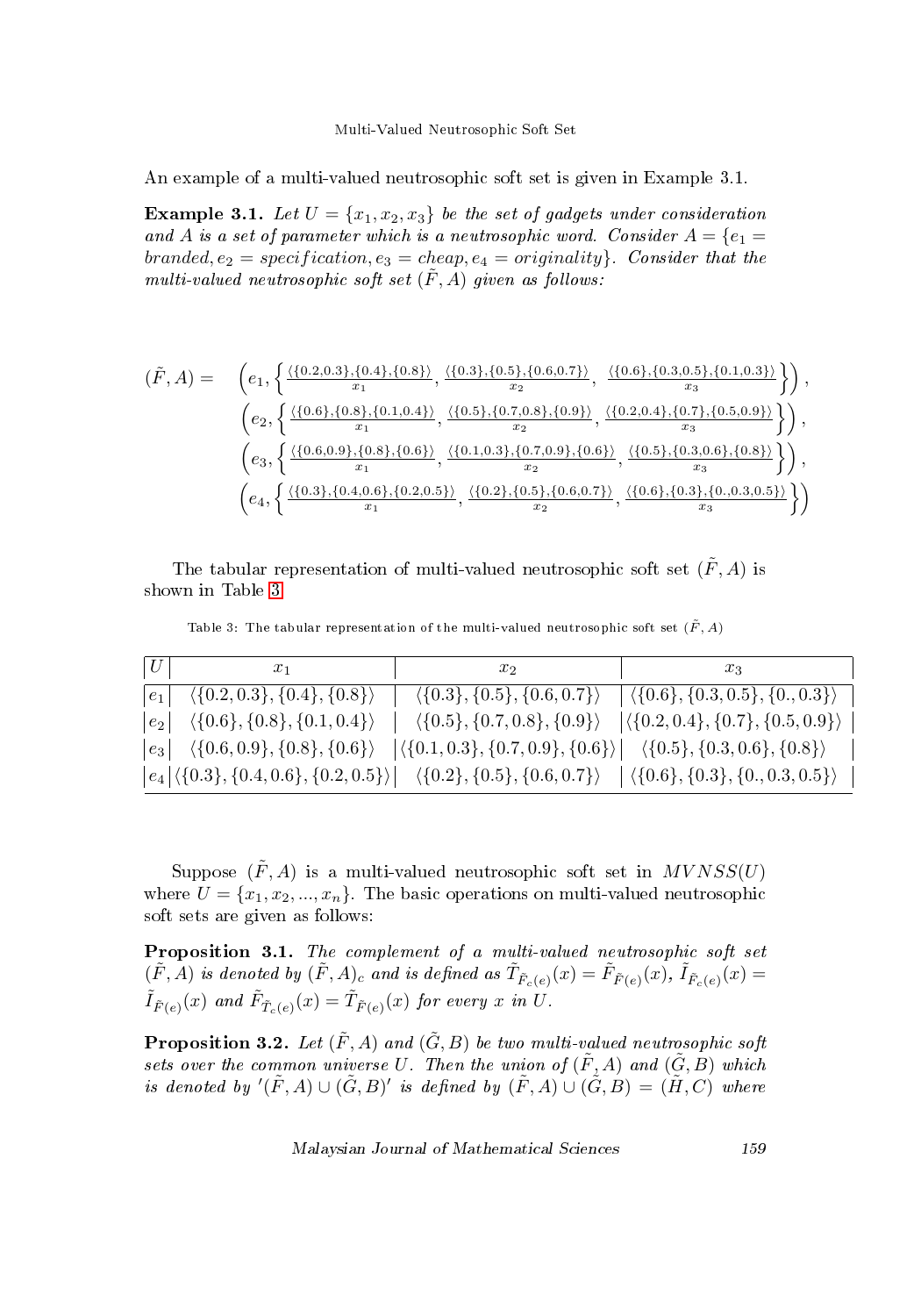An example of a multi-valued neutrosophic soft set is given in Example 3.1.

**Example 3.1.** *Let $U = \{x_1, x_2, x_3\}$ be the set of gadgets under consideration and $A$ is a set of parameter which is a neutrosophic word. Consider $A = \{e_1 = branded, e_2 = specification, e_3 = cheap, e_4 = originality\}$. Consider that the multi-valued neutrosophic soft set $(\tilde{F}, A)$ given as follows:*

$$
\begin{aligned}
(\tilde{F}, A) = \quad & \left(e_1, \left\{ \frac{\langle \{0.2,0.3\},\{0.4\},\{0.8\} \rangle}{x_1}, \frac{\langle \{0.3\},\{0.5\},\{0.6,0.7\} \rangle}{x_2}, \frac{\langle \{0.6\},\{0.3,0.5\},\{0.1,0.3\} \rangle}{x_3} \right\} \right), \\
& \left(e_2, \left\{ \frac{\langle \{0.6\},\{0.8\},\{0.1,0.4\} \rangle}{x_1}, \frac{\langle \{0.5\},\{0.7,0.8\},\{0.9\} \rangle}{x_2}, \frac{\langle \{0.2,0.4\},\{0.7\},\{0.5,0.9\} \rangle}{x_3} \right\} \right), \\
& \left(e_3, \left\{ \frac{\langle \{0.6,0.9\},\{0.8\},\{0.6\} \rangle}{x_1}, \frac{\langle \{0.1,0.3\},\{0.7,0.9\},\{0.6\} \rangle}{x_2}, \frac{\langle \{0.5\},\{0.3,0.6\},\{0.8\} \rangle}{x_3} \right\} \right), \\
& \left(e_4, \left\{ \frac{\langle \{0.3\},\{0.4,0.6\},\{0.2,0.5\} \rangle}{x_1}, \frac{\langle \{0.2\},\{0.5\},\{0.6,0.7\} \rangle}{x_2}, \frac{\langle \{0.6\},\{0.3\},\{0.,0.3,0.5\} \rangle}{x_3} \right\} \right)
\end{aligned}
$$

The tabular representation of multi-valued neutrosophic soft set $(\tilde{F}, A)$ is shown in Table 3

Table 3: The tabular representation of the multi-valued neutrosophic soft set $(\tilde{F}, A)$

| $U$ | $x_1$ | $x_2$ | $x_3$ |
|---|---|---|---|
| $e_1$ | $\langle\{0.2, 0.3\}, \{0.4\}, \{0.8\}\rangle$ | $\langle\{0.3\}, \{0.5\}, \{0.6, 0.7\}\rangle$ | $\langle\{0.6\}, \{0.3, 0.5\}, \{0., 0.3\}\rangle$ |
| $e_2$ | $\langle\{0.6\}, \{0.8\}, \{0.1, 0.4\}\rangle$ | $\langle\{0.5\}, \{0.7, 0.8\}, \{0.9\}\rangle$ | $\langle\{0.2, 0.4\}, \{0.7\}, \{0.5, 0.9\}\rangle$ |
| $e_3$ | $\langle\{0.6, 0.9\}, \{0.8\}, \{0.6\}\rangle$ | $\langle\{0.1, 0.3\}, \{0.7, 0.9\}, \{0.6\}\rangle$ | $\langle\{0.5\}, \{0.3, 0.6\}, \{0.8\}\rangle$ |
| $e_4$ | $\langle\{0.3\}, \{0.4, 0.6\}, \{0.2, 0.5\}\rangle$ | $\langle\{0.2\}, \{0.5\}, \{0.6, 0.7\}\rangle$ | $\langle\{0.6\}, \{0.3\}, \{0., 0.3, 0.5\}\rangle$ |

Suppose $(\tilde{F}, A)$ is a multi-valued neutrosophic soft set in $MVNSS(U)$ where $U = \{x_1, x_2, ..., x_n\}$. The basic operations on multi-valued neutrosophic soft sets are given as follows:

**Proposition 3.1.** *The complement of a multi-valued neutrosophic soft set $(\tilde{F}, A)$ is denoted by $(\tilde{F}, A)_c$ and is defined as $\tilde{T}_{\tilde{F}_c(e)}(x) = \tilde{F}_{\tilde{F}(e)}(x)$, $\tilde{I}_{\tilde{F}_c(e)}(x) = \tilde{I}_{\tilde{F}(e)}(x)$ and $\tilde{F}_{\tilde{T}_c(e)}(x) = \tilde{T}_{\tilde{F}(e)}(x)$ for every $x$ in $U$.*

**Proposition 3.2.** *Let $(\tilde{F}, A)$ and $(\tilde{G}, B)$ be two multi-valued neutrosophic soft sets over the common universe $U$. Then the union of $(\tilde{F}, A)$ and $(\tilde{G}, B)$ which is denoted by $'(\tilde{F}, A) \cup (\tilde{G}, B)'$ is defined by $(\tilde{F}, A) \cup (\tilde{G}, B) = (\tilde{H}, C)$ where*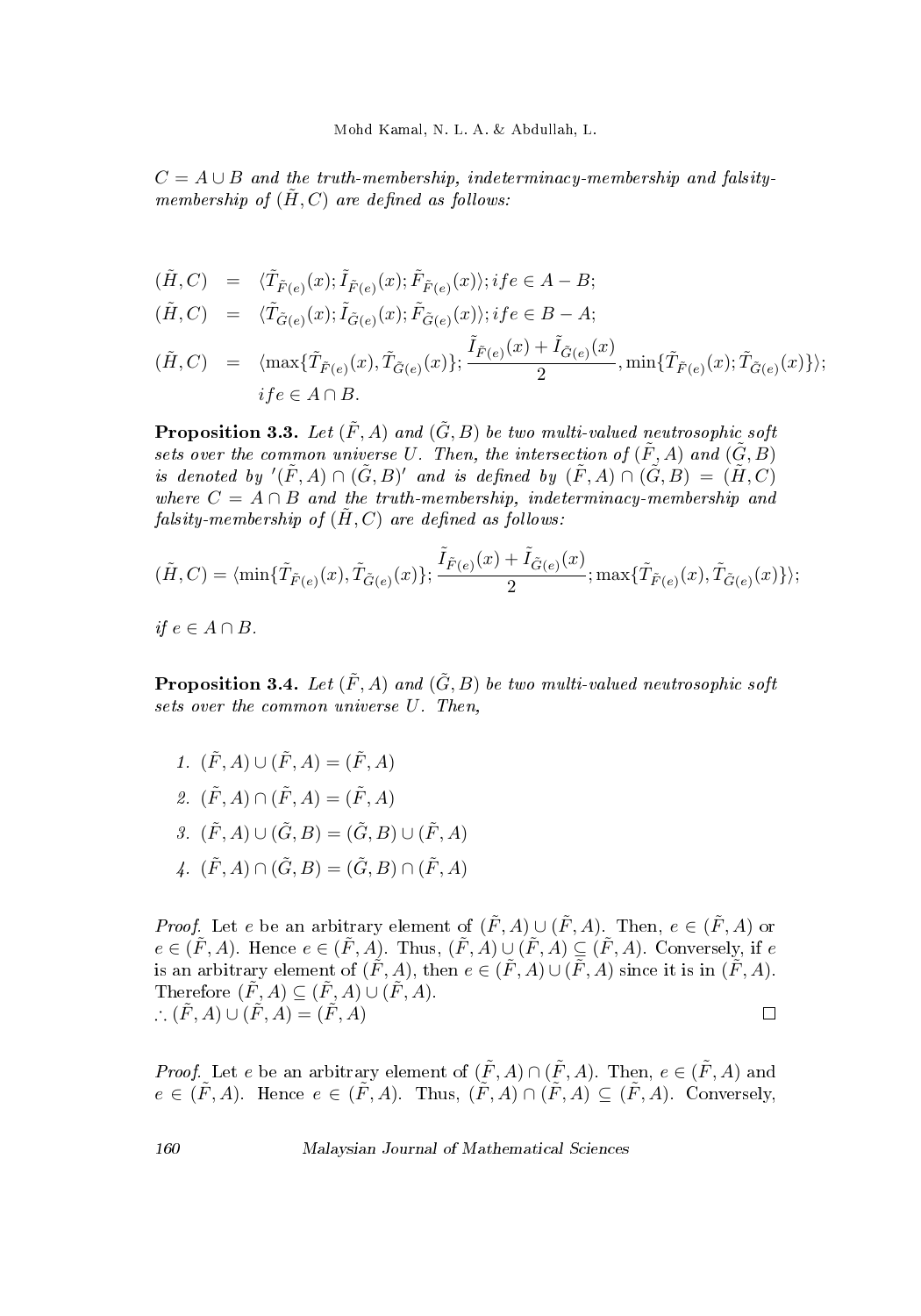*$C = A \cup B$ and the truth-membership, indeterminacy-membership and falsity-membership of $(\tilde{H}, C)$ are defined as follows:*

$$
\begin{aligned}
(\tilde{H}, C) &= \langle \tilde{T}_{\tilde{F}(e)}(x); \tilde{I}_{\tilde{F}(e)}(x); \tilde{F}_{\tilde{F}(e)}(x) \rangle; if e \in A - B; \\
(\tilde{H}, C) &= \langle \tilde{T}_{\tilde{G}(e)}(x); \tilde{I}_{\tilde{G}(e)}(x); \tilde{F}_{\tilde{G}(e)}(x) \rangle; if e \in B - A; \\
(\tilde{H}, C) &= \langle \max\{\tilde{T}_{\tilde{F}(e)}(x), \tilde{T}_{\tilde{G}(e)}(x)\}; \frac{\tilde{I}_{\tilde{F}(e)}(x) + \tilde{I}_{\tilde{G}(e)}(x)}{2}, \min\{\tilde{T}_{\tilde{F}(e)}(x); \tilde{T}_{\tilde{G}(e)}(x)\} \rangle; \\
& \quad if e \in A \cap B.
\end{aligned}
$$

**Proposition 3.3.** *Let $(\tilde{F}, A)$ and $(\tilde{G}, B)$ be two multi-valued neutrosophic soft sets over the common universe $U$. Then, the intersection of $(\tilde{F}, A)$ and $(\tilde{G}, B)$ is denoted by $'(\tilde{F}, A) \cap (\tilde{G}, B)'$ and is defined by $(\tilde{F}, A) \cap (\tilde{G}, B) = (\tilde{H}, C)$ where $C = A \cap B$ and the truth-membership, indeterminacy-membership and falsity-membership of $(\tilde{H}, C)$ are defined as follows:*

$$
(\tilde{H}, C) = \langle \min\{\tilde{T}_{\tilde{F}(e)}(x), \tilde{T}_{\tilde{G}(e)}(x)\}; \frac{\tilde{I}_{\tilde{F}(e)}(x) + \tilde{I}_{\tilde{G}(e)}(x)}{2}; \max\{\tilde{T}_{\tilde{F}(e)}(x), \tilde{T}_{\tilde{G}(e)}(x)\} \rangle;
$$

*if $e \in A \cap B$.*

**Proposition 3.4.** *Let $(\tilde{F}, A)$ and $(\tilde{G}, B)$ be two multi-valued neutrosophic soft sets over the common universe $U$. Then,*

1. $(\tilde{F}, A) \cup (\tilde{F}, A) = (\tilde{F}, A)$
2. $(\tilde{F}, A) \cap (\tilde{F}, A) = (\tilde{F}, A)$
3. $(\tilde{F}, A) \cup (\tilde{G}, B) = (\tilde{G}, B) \cup (\tilde{F}, A)$
4. $(\tilde{F}, A) \cap (\tilde{G}, B) = (\tilde{G}, B) \cap (\tilde{F}, A)$

*Proof.* Let $e$ be an arbitrary element of $(\tilde{F}, A) \cup (\tilde{F}, A)$. Then, $e \in (\tilde{F}, A)$ or $e \in (\tilde{F}, A)$. Hence $e \in (\tilde{F}, A)$. Thus, $(\tilde{F}, A) \cup (\tilde{F}, A) \subseteq (\tilde{F}, A)$. Conversely, if $e$ is an arbitrary element of $(\tilde{F}, A)$, then $e \in (\tilde{F}, A) \cup (\tilde{F}, A)$ since it is in $(\tilde{F}, A)$. Therefore $(\tilde{F}, A) \subseteq (\tilde{F}, A) \cup (\tilde{F}, A)$.
$\therefore (\tilde{F}, A) \cup (\tilde{F}, A) = (\tilde{F}, A)$ □

*Proof.* Let $e$ be an arbitrary element of $(\tilde{F}, A) \cap (\tilde{F}, A)$. Then, $e \in (\tilde{F}, A)$ and $e \in (\tilde{F}, A)$. Hence $e \in (\tilde{F}, A)$. Thus, $(\tilde{F}, A) \cap (\tilde{F}, A) \subseteq (\tilde{F}, A)$. Conversely,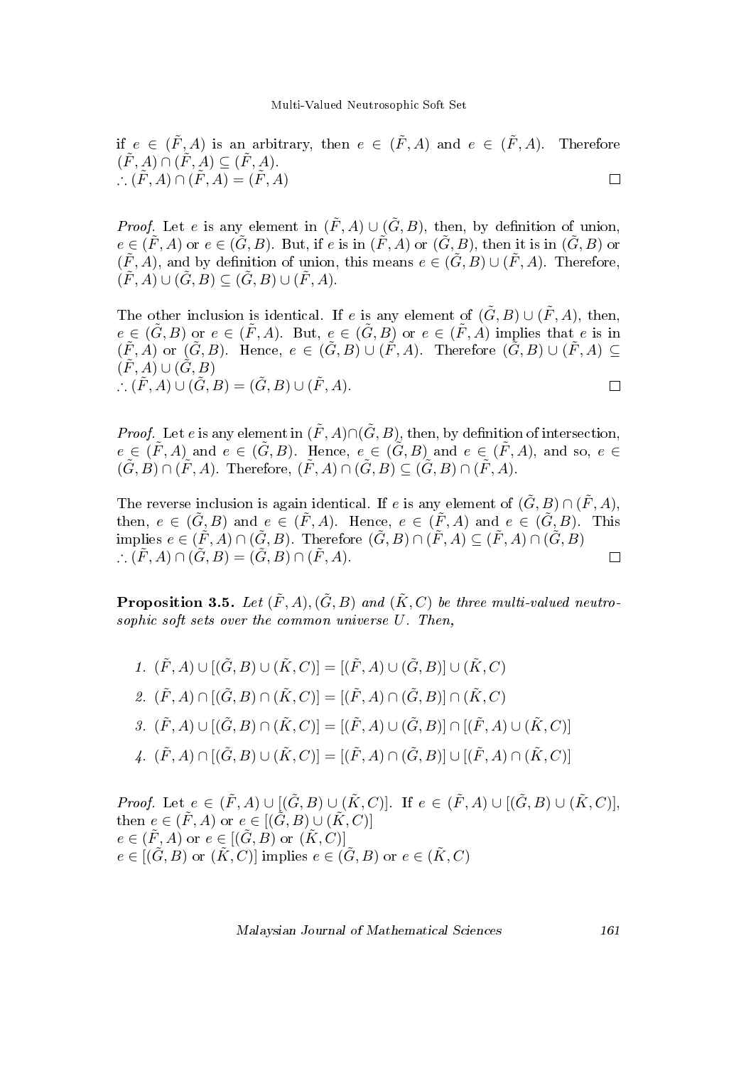if $e \in (\tilde{F}, A)$ is an arbitrary, then $e \in (\tilde{F}, A)$ and $e \in (\tilde{F}, A)$. Therefore $(\tilde{F}, A) \cap (\tilde{F}, A) \subseteq (\tilde{F}, A)$.
$\therefore (\tilde{F}, A) \cap (\tilde{F}, A) = (\tilde{F}, A)$ □

*Proof.* Let $e$ is any element in $(\tilde{F}, A) \cup (\tilde{G}, B)$, then, by definition of union, $e \in (\tilde{F}, A)$ or $e \in (\tilde{G}, B)$. But, if $e$ is in $(\tilde{F}, A)$ or $(\tilde{G}, B)$, then it is in $(\tilde{G}, B)$ or $(\tilde{F}, A)$, and by definition of union, this means $e \in (\tilde{G}, B) \cup (\tilde{F}, A)$. Therefore, $(\tilde{F}, A) \cup (\tilde{G}, B) \subseteq (\tilde{G}, B) \cup (\tilde{F}, A)$.

The other inclusion is identical. If $e$ is any element of $(\tilde{G}, B) \cup (\tilde{F}, A)$, then, $e \in (\tilde{G}, B)$ or $e \in (\tilde{F}, A)$. But, $e \in (\tilde{G}, B)$ or $e \in (\tilde{F}, A)$ implies that $e$ is in $(\tilde{F}, A)$ or $(\tilde{G}, B)$. Hence, $e \in (\tilde{G}, B) \cup (\tilde{F}, A)$. Therefore $(\tilde{G}, B) \cup (\tilde{F}, A) \subseteq (\tilde{F}, A) \cup (\tilde{G}, B)$
$\therefore (\tilde{F}, A) \cup (\tilde{G}, B) = (\tilde{G}, B) \cup (\tilde{F}, A)$. □

*Proof.* Let $e$ is any element in $(\tilde{F}, A) \cap (\tilde{G}, B)$, then, by definition of intersection, $e \in (\tilde{F}, A)$ and $e \in (\tilde{G}, B)$. Hence, $e \in (\tilde{G}, B)$ and $e \in (\tilde{F}, A)$, and so, $e \in (\tilde{G}, B) \cap (\tilde{F}, A)$. Therefore, $(\tilde{F}, A) \cap (\tilde{G}, B) \subseteq (\tilde{G}, B) \cap (\tilde{F}, A)$.

The reverse inclusion is again identical. If $e$ is any element of $(\tilde{G}, B) \cap (\tilde{F}, A)$, then, $e \in (\tilde{G}, B)$ and $e \in (\tilde{F}, A)$. Hence, $e \in (\tilde{F}, A)$ and $e \in (\tilde{G}, B)$. This implies $e \in (\tilde{F}, A) \cap (\tilde{G}, B)$. Therefore $(\tilde{G}, B) \cap (\tilde{F}, A) \subseteq (\tilde{F}, A) \cap (\tilde{G}, B)$
$\therefore (\tilde{F}, A) \cap (\tilde{G}, B) = (\tilde{G}, B) \cap (\tilde{F}, A)$. □

**Proposition 3.5.** *Let $(\tilde{F}, A), (\tilde{G}, B)$ and $(\tilde{K}, C)$ be three multi-valued neutrosophic soft sets over the common universe $U$. Then,*

1. $(\tilde{F}, A) \cup [(\tilde{G}, B) \cup (\tilde{K}, C)] = [(\tilde{F}, A) \cup (\tilde{G}, B)] \cup (\tilde{K}, C)$
2. $(\tilde{F}, A) \cap [(\tilde{G}, B) \cap (\tilde{K}, C)] = [(\tilde{F}, A) \cap (\tilde{G}, B)] \cap (\tilde{K}, C)$
3. $(\tilde{F}, A) \cup [(\tilde{G}, B) \cap (\tilde{K}, C)] = [(\tilde{F}, A) \cup (\tilde{G}, B)] \cap [(\tilde{F}, A) \cup (\tilde{K}, C)]$
4. $(\tilde{F}, A) \cap [(\tilde{G}, B) \cup (\tilde{K}, C)] = [(\tilde{F}, A) \cap (\tilde{G}, B)] \cup [(\tilde{F}, A) \cap (\tilde{K}, C)]$

*Proof.* Let $e \in (\tilde{F}, A) \cup [(\tilde{G}, B) \cup (\tilde{K}, C)]$. If $e \in (\tilde{F}, A) \cup [(\tilde{G}, B) \cup (\tilde{K}, C)]$, then $e \in (\tilde{F}, A)$ or $e \in [(\tilde{G}, B) \cup (\tilde{K}, C)]$
$e \in (\tilde{F}, A)$ or $e \in [(\tilde{G}, B)$ or $(\tilde{K}, C)]$
$e \in [(\tilde{G}, B)$ or $(\tilde{K}, C)]$ implies $e \in (\tilde{G}, B)$ or $e \in (\tilde{K}, C)$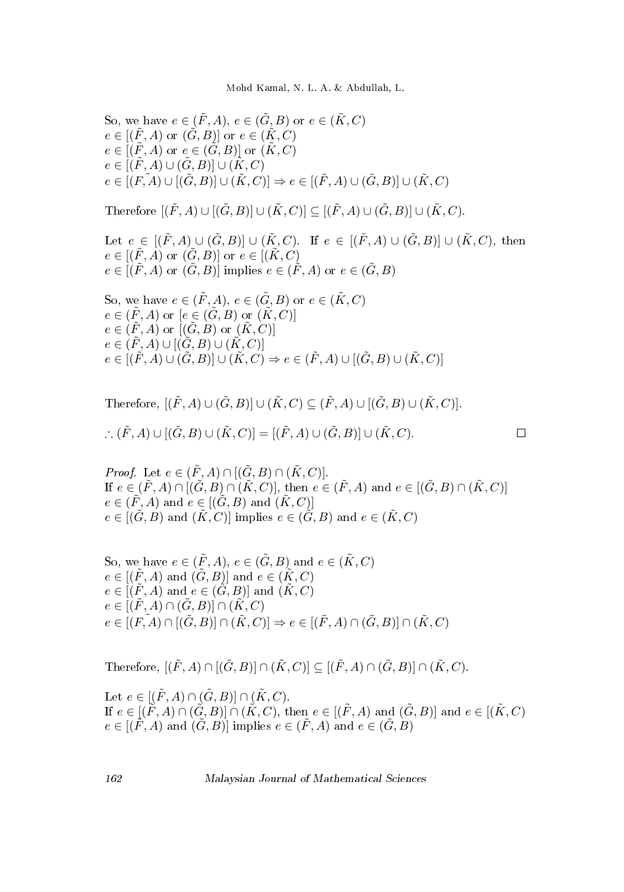So, we have $e \in (\tilde{F}, A)$, $e \in (\tilde{G}, B)$ or $e \in (\tilde{K}, C)$
$e \in [(\tilde{F}, A)$ or $(\tilde{G}, B)]$ or $e \in (\tilde{K}, C)$
$e \in [(\tilde{F}, A)$ or $e \in (\tilde{G}, B)]$ or $(\tilde{K}, C)$
$e \in [(\tilde{F}, A) \cup (\tilde{G}, B)] \cup (\tilde{K}, C)$
$e \in [(F, A) \cup [(\tilde{G}, B)] \cup (\tilde{K}, C)] \Rightarrow e \in [(\tilde{F}, A) \cup (\tilde{G}, B)] \cup (\tilde{K}, C)$

Therefore $[(\tilde{F}, A) \cup [(\tilde{G}, B)] \cup (\tilde{K}, C)] \subseteq [(\tilde{F}, A) \cup (\tilde{G}, B)] \cup (\tilde{K}, C)$.

Let $e \in [(\tilde{F}, A) \cup (\tilde{G}, B)] \cup (\tilde{K}, C)$. If $e \in [(\tilde{F}, A) \cup (\tilde{G}, B)] \cup (\tilde{K}, C)$, then
$e \in [(\tilde{F}, A)$ or $(\tilde{G}, B)]$ or $e \in [(\tilde{K}, C)$
$e \in [(\tilde{F}, A)$ or $(\tilde{G}, B)]$ implies $e \in (\tilde{F}, A)$ or $e \in (\tilde{G}, B)$

So, we have $e \in (\tilde{F}, A)$, $e \in (\tilde{G}, B)$ or $e \in (\tilde{K}, C)$
$e \in (\tilde{F}, A)$ or $[e \in (\tilde{G}, B)$ or $(\tilde{K}, C)]$
$e \in (\tilde{F}, A)$ or $[(\tilde{G}, B)$ or $(\tilde{K}, C)]$
$e \in (\tilde{F}, A) \cup [(\tilde{G}, B) \cup (\tilde{K}, C)]$
$e \in [(\tilde{F}, A) \cup (\tilde{G}, B)] \cup (\tilde{K}, C) \Rightarrow e \in (\tilde{F}, A) \cup [(\tilde{G}, B) \cup (\tilde{K}, C)]$

Therefore, $[(\tilde{F}, A) \cup (\tilde{G}, B)] \cup (\tilde{K}, C) \subseteq (\tilde{F}, A) \cup [(\tilde{G}, B) \cup (\tilde{K}, C)]$.

$\therefore (\tilde{F}, A) \cup [(\tilde{G}, B) \cup (\tilde{K}, C)] = [(\tilde{F}, A) \cup (\tilde{G}, B)] \cup (\tilde{K}, C)$. □

*Proof.* Let $e \in (\tilde{F}, A) \cap [(\tilde{G}, B) \cap (\tilde{K}, C)]$.
If $e \in (\tilde{F}, A) \cap [(\tilde{G}, B) \cap (\tilde{K}, C)]$, then $e \in (\tilde{F}, A)$ and $e \in [(\tilde{G}, B) \cap (\tilde{K}, C)]$
$e \in (\tilde{F}, A)$ and $e \in [(\tilde{G}, B)$ and $(\tilde{K}, C)]$
$e \in [(\tilde{G}, B)$ and $(\tilde{K}, C)]$ implies $e \in (\tilde{G}, B)$ and $e \in (\tilde{K}, C)$

So, we have $e \in (\tilde{F}, A)$, $e \in (\tilde{G}, B)$ and $e \in (\tilde{K}, C)$
$e \in [(\tilde{F}, A)$ and $(\tilde{G}, B)]$ and $e \in (\tilde{K}, C)$
$e \in [(\tilde{F}, A)$ and $e \in (\tilde{G}, B)]$ and $(\tilde{K}, C)$
$e \in [(\tilde{F}, A) \cap (\tilde{G}, B)] \cap (\tilde{K}, C)$
$e \in [(F, A) \cap [(\tilde{G}, B)] \cap (\tilde{K}, C)] \Rightarrow e \in [(\tilde{F}, A) \cap (\tilde{G}, B)] \cap (\tilde{K}, C)$

Therefore, $[(\tilde{F}, A) \cap [(\tilde{G}, B)] \cap (\tilde{K}, C)] \subseteq [(\tilde{F}, A) \cap (\tilde{G}, B)] \cap (\tilde{K}, C)$.

Let $e \in [(\tilde{F}, A) \cap (\tilde{G}, B)] \cap (\tilde{K}, C)$.
If $e \in [(\tilde{F}, A) \cap (\tilde{G}, B)] \cap (\tilde{K}, C)$, then $e \in [(\tilde{F}, A)$ and $(\tilde{G}, B)]$ and $e \in [(\tilde{K}, C)$
$e \in [(\tilde{F}, A)$ and $(\tilde{G}, B)]$ implies $e \in (\tilde{F}, A)$ and $e \in (\tilde{G}, B)$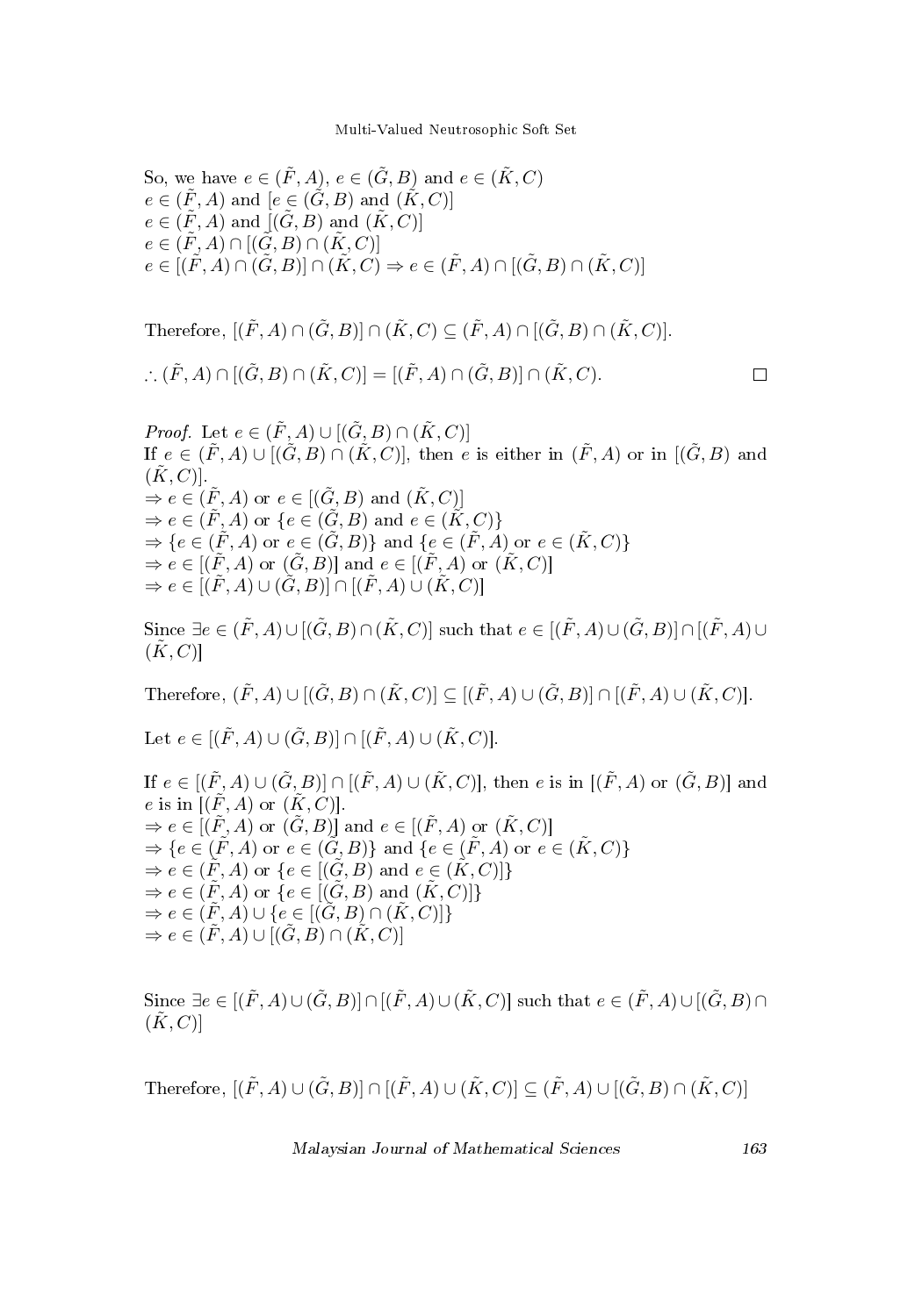So, we have $e \in (\tilde{F}, A)$, $e \in (\tilde{G}, B)$ and $e \in (\tilde{K}, C)$
$e \in (\tilde{F}, A)$ and $[e \in (\tilde{G}, B)$ and $(\tilde{K}, C)]$
$e \in (\tilde{F}, A)$ and $[(\tilde{G}, B)$ and $(\tilde{K}, C)]$
$e \in (\tilde{F}, A) \cap [(\tilde{G}, B) \cap (\tilde{K}, C)]$
$e \in [(\tilde{F}, A) \cap (\tilde{G}, B)] \cap (\tilde{K}, C) \Rightarrow e \in (\tilde{F}, A) \cap [(\tilde{G}, B) \cap (\tilde{K}, C)]$

Therefore, $[(\tilde{F}, A) \cap (\tilde{G}, B)] \cap (\tilde{K}, C) \subseteq (\tilde{F}, A) \cap [(\tilde{G}, B) \cap (\tilde{K}, C)]$.

$\therefore (\tilde{F}, A) \cap [(\tilde{G}, B) \cap (\tilde{K}, C)] = [(\tilde{F}, A) \cap (\tilde{G}, B)] \cap (\tilde{K}, C)$. □

*Proof.* Let $e \in (\tilde{F}, A) \cup [(\tilde{G}, B) \cap (\tilde{K}, C)]$
If $e \in (\tilde{F}, A) \cup [(\tilde{G}, B) \cap (\tilde{K}, C)]$, then $e$ is either in $(\tilde{F}, A)$ or in $[(\tilde{G}, B)$ and $(\tilde{K}, C)]$.
$\Rightarrow e \in (\tilde{F}, A)$ or $e \in [(\tilde{G}, B)$ and $(\tilde{K}, C)]$
$\Rightarrow e \in (\tilde{F}, A)$ or $\{e \in (\tilde{G}, B)$ and $e \in (\tilde{K}, C)\}$
$\Rightarrow \{e \in (\tilde{F}, A)$ or $e \in (\tilde{G}, B)\}$ and $\{e \in (\tilde{F}, A)$ or $e \in (\tilde{K}, C)\}$
$\Rightarrow e \in [(\tilde{F}, A)$ or $(\tilde{G}, B)]$ and $e \in [(\tilde{F}, A)$ or $(\tilde{K}, C)]$
$\Rightarrow e \in [(\tilde{F}, A) \cup (\tilde{G}, B)] \cap [(\tilde{F}, A) \cup (\tilde{K}, C)]$

Since $\exists e \in (\tilde{F}, A) \cup [(\tilde{G}, B) \cap (\tilde{K}, C)]$ such that $e \in [(\tilde{F}, A) \cup (\tilde{G}, B)] \cap [(\tilde{F}, A) \cup (\tilde{K}, C)]$

Therefore, $(\tilde{F}, A) \cup [(\tilde{G}, B) \cap (\tilde{K}, C)] \subseteq [(\tilde{F}, A) \cup (\tilde{G}, B)] \cap [(\tilde{F}, A) \cup (\tilde{K}, C)]$.

Let $e \in [(\tilde{F}, A) \cup (\tilde{G}, B)] \cap [(\tilde{F}, A) \cup (\tilde{K}, C)]$.

If $e \in [(\tilde{F}, A) \cup (\tilde{G}, B)] \cap [(\tilde{F}, A) \cup (\tilde{K}, C)]$, then $e$ is in $[(\tilde{F}, A)$ or $(\tilde{G}, B)]$ and $e$ is in $[(\tilde{F}, A)$ or $(\tilde{K}, C)]$.
$\Rightarrow e \in [(\tilde{F}, A)$ or $(\tilde{G}, B)]$ and $e \in [(\tilde{F}, A)$ or $(\tilde{K}, C)]$
$\Rightarrow \{e \in (\tilde{F}, A)$ or $e \in (\tilde{G}, B)\}$ and $\{e \in (\tilde{F}, A)$ or $e \in (\tilde{K}, C)\}$
$\Rightarrow e \in (\tilde{F}, A)$ or $\{e \in [(\tilde{G}, B)$ and $e \in (\tilde{K}, C)]\}$
$\Rightarrow e \in (\tilde{F}, A)$ or $\{e \in [(\tilde{G}, B)$ and $(\tilde{K}, C)]\}$
$\Rightarrow e \in (\tilde{F}, A) \cup \{e \in [(\tilde{G}, B) \cap (\tilde{K}, C)]\}$
$\Rightarrow e \in (\tilde{F}, A) \cup [(\tilde{G}, B) \cap (\tilde{K}, C)]$

Since $\exists e \in [(\tilde{F}, A) \cup (\tilde{G}, B)] \cap [(\tilde{F}, A) \cup (\tilde{K}, C)]$ such that $e \in (\tilde{F}, A) \cup [(\tilde{G}, B) \cap (\tilde{K}, C)]$

Therefore, $[(\tilde{F}, A) \cup (\tilde{G}, B)] \cap [(\tilde{F}, A) \cup (\tilde{K}, C)] \subseteq (\tilde{F}, A) \cup [(\tilde{G}, B) \cap (\tilde{K}, C)]$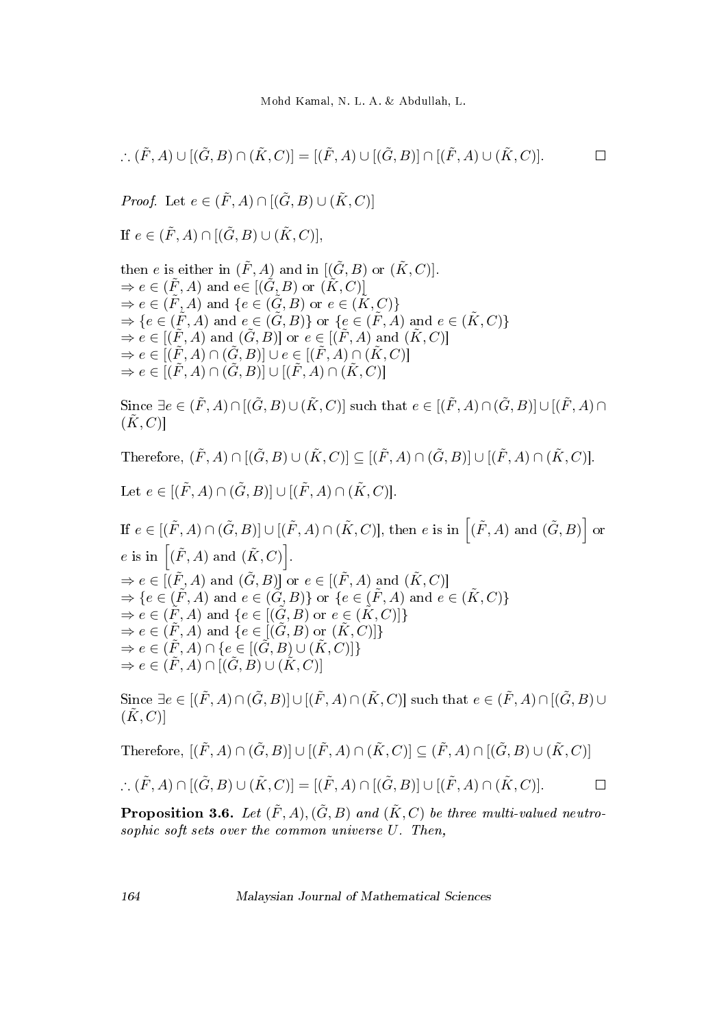$\therefore (\tilde{F}, A) \cup [(\tilde{G}, B) \cap (\tilde{K}, C)] = [(\tilde{F}, A) \cup [(\tilde{G}, B)] \cap [(\tilde{F}, A) \cup (\tilde{K}, C)]$. $\square$

*Proof.* Let $e \in (\tilde{F}, A) \cap [(\tilde{G}, B) \cup (\tilde{K}, C)]$

If $e \in (\tilde{F}, A) \cap [(\tilde{G}, B) \cup (\tilde{K}, C)]$,

then $e$ is either in $(\tilde{F}, A)$ and in $[(\tilde{G}, B)$ or $(\tilde{K}, C)]$.
$\Rightarrow e \in (\tilde{F}, A)$ and e$\in [(\tilde{G}, B)$ or $(\tilde{K}, C)]$
$\Rightarrow e \in (\tilde{F}, A)$ and $\{e \in (\tilde{G}, B)$ or $e \in (\tilde{K}, C)\}$
$\Rightarrow \{e \in (\tilde{F}, A)$ and $e \in (\tilde{G}, B)\}$ or $\{e \in (\tilde{F}, A)$ and $e \in (\tilde{K}, C)\}$
$\Rightarrow e \in [(\tilde{F}, A)$ and $(\tilde{G}, B)]$ or $e \in [(\tilde{F}, A)$ and $(\tilde{K}, C)]$
$\Rightarrow e \in [(\tilde{F}, A) \cap (\tilde{G}, B)] \cup e \in [(\tilde{F}, A) \cap (\tilde{K}, C)]$
$\Rightarrow e \in [(\tilde{F}, A) \cap (\tilde{G}, B)] \cup [(\tilde{F}, A) \cap (\tilde{K}, C)]$

Since $\exists e \in (\tilde{F}, A) \cap [(\tilde{G}, B) \cup (\tilde{K}, C)]$ such that $e \in [(\tilde{F}, A) \cap (\tilde{G}, B)] \cup [(\tilde{F}, A) \cap (\tilde{K}, C)]$

Therefore, $(\tilde{F}, A) \cap [(\tilde{G}, B) \cup (\tilde{K}, C)] \subseteq [(\tilde{F}, A) \cap (\tilde{G}, B)] \cup [(\tilde{F}, A) \cap (\tilde{K}, C)]$.

Let $e \in [(\tilde{F}, A) \cap (\tilde{G}, B)] \cup [(\tilde{F}, A) \cap (\tilde{K}, C)]$.

If $e \in [(\tilde{F}, A) \cap (\tilde{G}, B)] \cup [(\tilde{F}, A) \cap (\tilde{K}, C)]$, then $e$ is in $\Big[(\tilde{F}, A)$ and $(\tilde{G}, B)\Big]$ or $e$ is in $\Big[(\tilde{F}, A)$ and $(\tilde{K}, C)\Big]$.
$\Rightarrow e \in [(\tilde{F}, A)$ and $(\tilde{G}, B)]$ or $e \in [(\tilde{F}, A)$ and $(\tilde{K}, C)]$
$\Rightarrow \{e \in (\tilde{F}, A)$ and $e \in (\tilde{G}, B)\}$ or $\{e \in (\tilde{F}, A)$ and $e \in (\tilde{K}, C)\}$
$\Rightarrow e \in (\tilde{F}, A)$ and $\{e \in [(\tilde{G}, B)$ or $e \in (\tilde{K}, C)]\}$
$\Rightarrow e \in (\tilde{F}, A)$ and $\{e \in [(\tilde{G}, B)$ or $(\tilde{K}, C)]\}$
$\Rightarrow e \in (\tilde{F}, A) \cap \{e \in [(\tilde{G}, B) \cup (\tilde{K}, C)]\}$
$\Rightarrow e \in (\tilde{F}, A) \cap [(\tilde{G}, B) \cup (\tilde{K}, C)]$

Since $\exists e \in [(\tilde{F}, A) \cap (\tilde{G}, B)] \cup [(\tilde{F}, A) \cap (\tilde{K}, C)]$ such that $e \in (\tilde{F}, A) \cap [(\tilde{G}, B) \cup (\tilde{K}, C)]$

Therefore, $[(\tilde{F}, A) \cap (\tilde{G}, B)] \cup [(\tilde{F}, A) \cap (\tilde{K}, C)] \subseteq (\tilde{F}, A) \cap [(\tilde{G}, B) \cup (\tilde{K}, C)]$

$\therefore (\tilde{F}, A) \cap [(\tilde{G}, B) \cup (\tilde{K}, C)] = [(\tilde{F}, A) \cap [(\tilde{G}, B)] \cup [(\tilde{F}, A) \cap (\tilde{K}, C)]$. $\square$

**Proposition 3.6.** *Let $(\tilde{F}, A), (\tilde{G}, B)$ and $(\tilde{K}, C)$ be three multi-valued neutrosophic soft sets over the common universe $U$. Then,*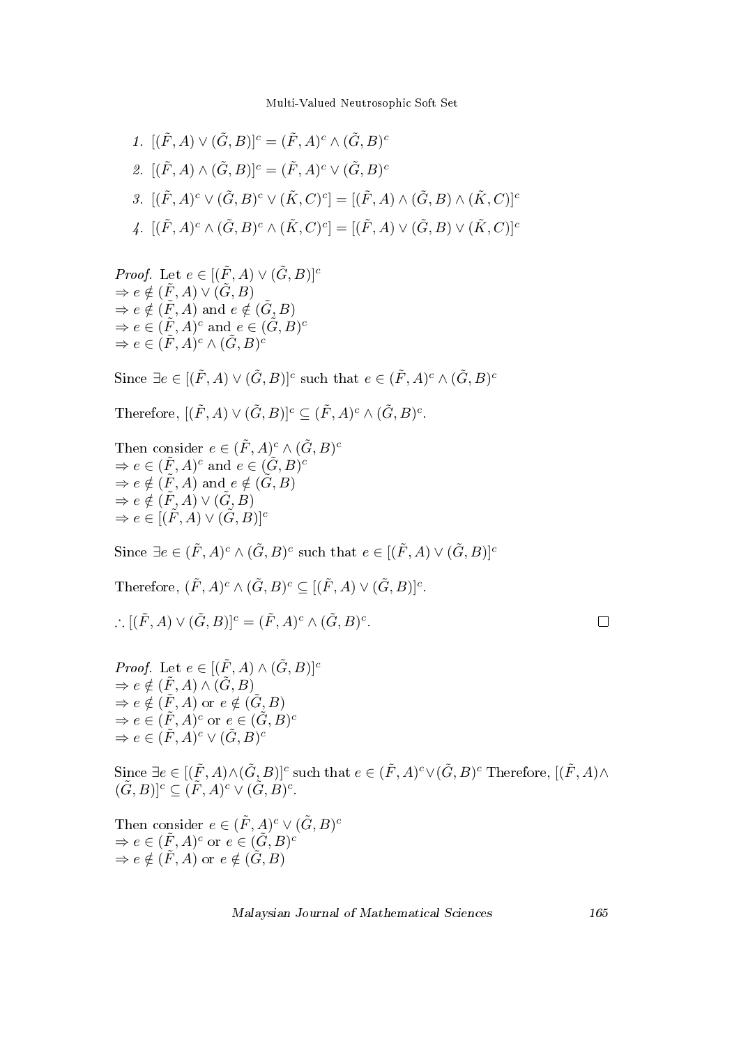1. $[(\tilde{F}, A) \vee (\tilde{G}, B)]^c = (\tilde{F}, A)^c \wedge (\tilde{G}, B)^c$
2. $[(\tilde{F}, A) \wedge (\tilde{G}, B)]^c = (\tilde{F}, A)^c \vee (\tilde{G}, B)^c$
3. $[(\tilde{F}, A)^c \vee (\tilde{G}, B)^c \vee (\tilde{K}, C)^c] = [(\tilde{F}, A) \wedge (\tilde{G}, B) \wedge (\tilde{K}, C)]^c$
4. $[(\tilde{F}, A)^c \wedge (\tilde{G}, B)^c \wedge (\tilde{K}, C)^c] = [(\tilde{F}, A) \vee (\tilde{G}, B) \vee (\tilde{K}, C)]^c$

*Proof.* Let $e \in [(\tilde{F}, A) \vee (\tilde{G}, B)]^c$
$\Rightarrow e \notin (\tilde{F}, A) \vee (\tilde{G}, B)$
$\Rightarrow e \notin (\tilde{F}, A)$ and $e \notin (\tilde{G}, B)$
$\Rightarrow e \in (\tilde{F}, A)^c$ and $e \in (\tilde{G}, B)^c$
$\Rightarrow e \in (\tilde{F}, A)^c \wedge (\tilde{G}, B)^c$

Since $\exists e \in [(\tilde{F}, A) \vee (\tilde{G}, B)]^c$ such that $e \in (\tilde{F}, A)^c \wedge (\tilde{G}, B)^c$

Therefore, $[(\tilde{F}, A) \vee (\tilde{G}, B)]^c \subseteq (\tilde{F}, A)^c \wedge (\tilde{G}, B)^c$.

Then consider $e \in (\tilde{F}, A)^c \wedge (\tilde{G}, B)^c$
$\Rightarrow e \in (\tilde{F}, A)^c$ and $e \in (\tilde{G}, B)^c$
$\Rightarrow e \notin (\tilde{F}, A)$ and $e \notin (\tilde{G}, B)$
$\Rightarrow e \notin (\tilde{F}, A) \vee (\tilde{G}, B)$
$\Rightarrow e \in [(\tilde{F}, A) \vee (\tilde{G}, B)]^c$

Since $\exists e \in (\tilde{F}, A)^c \wedge (\tilde{G}, B)^c$ such that $e \in [(\tilde{F}, A) \vee (\tilde{G}, B)]^c$

Therefore, $(\tilde{F}, A)^c \wedge (\tilde{G}, B)^c \subseteq [(\tilde{F}, A) \vee (\tilde{G}, B)]^c$.

$\therefore [(\tilde{F}, A) \vee (\tilde{G}, B)]^c = (\tilde{F}, A)^c \wedge (\tilde{G}, B)^c$. □

*Proof.* Let $e \in [(\tilde{F}, A) \wedge (\tilde{G}, B)]^c$
$\Rightarrow e \notin (\tilde{F}, A) \wedge (\tilde{G}, B)$
$\Rightarrow e \notin (\tilde{F}, A)$ or $e \notin (\tilde{G}, B)$
$\Rightarrow e \in (\tilde{F}, A)^c$ or $e \in (\tilde{G}, B)^c$
$\Rightarrow e \in (\tilde{F}, A)^c \vee (\tilde{G}, B)^c$

Since $\exists e \in [(\tilde{F}, A) \wedge (\tilde{G}, B)]^c$ such that $e \in (\tilde{F}, A)^c \vee (\tilde{G}, B)^c$ Therefore, $[(\tilde{F}, A) \wedge (\tilde{G}, B)]^c \subseteq (\tilde{F}, A)^c \vee (\tilde{G}, B)^c$.

Then consider $e \in (\tilde{F}, A)^c \vee (\tilde{G}, B)^c$
$\Rightarrow e \in (\tilde{F}, A)^c$ or $e \in (\tilde{G}, B)^c$
$\Rightarrow e \notin (\tilde{F}, A)$ or $e \notin (\tilde{G}, B)$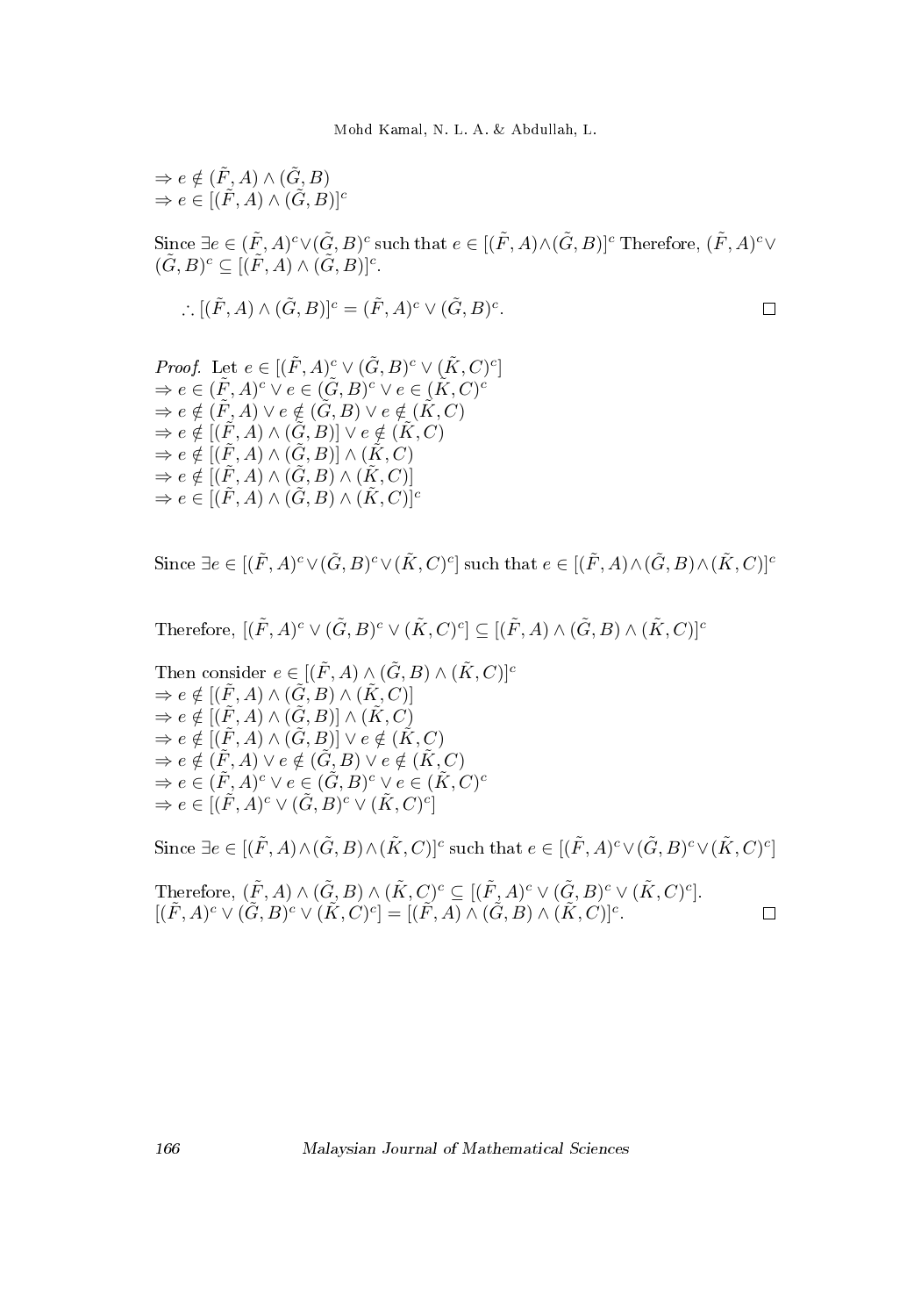$\Rightarrow e \notin (\tilde{F}, A) \wedge (\tilde{G}, B)$
$\Rightarrow e \in [(\tilde{F}, A) \wedge (\tilde{G}, B)]^c$

Since $\exists e \in (\tilde{F}, A)^c \vee (\tilde{G}, B)^c$ such that $e \in [(\tilde{F}, A) \wedge (\tilde{G}, B)]^c$ Therefore, $(\tilde{F}, A)^c \vee (\tilde{G}, B)^c \subseteq [(\tilde{F}, A) \wedge (\tilde{G}, B)]^c$.

$$\therefore [(\tilde{F}, A) \wedge (\tilde{G}, B)]^c = (\tilde{F}, A)^c \vee (\tilde{G}, B)^c.$$

□

*Proof.* Let $e \in [(\tilde{F}, A)^c \vee (\tilde{G}, B)^c \vee (\tilde{K}, C)^c]$
$\Rightarrow e \in (\tilde{F}, A)^c \vee e \in (\tilde{G}, B)^c \vee e \in (\tilde{K}, C)^c$
$\Rightarrow e \notin (\tilde{F}, A) \vee e \notin (\tilde{G}, B) \vee e \notin (\tilde{K}, C)$
$\Rightarrow e \notin [(\tilde{F}, A) \wedge (\tilde{G}, B)] \vee e \notin (\tilde{K}, C)$
$\Rightarrow e \notin [(\tilde{F}, A) \wedge (\tilde{G}, B)] \wedge (\tilde{K}, C)$
$\Rightarrow e \notin [(\tilde{F}, A) \wedge (\tilde{G}, B) \wedge (\tilde{K}, C)]$
$\Rightarrow e \in [(\tilde{F}, A) \wedge (\tilde{G}, B) \wedge (\tilde{K}, C)]^c$

Since $\exists e \in [(\tilde{F}, A)^c \vee (\tilde{G}, B)^c \vee (\tilde{K}, C)^c]$ such that $e \in [(\tilde{F}, A) \wedge (\tilde{G}, B) \wedge (\tilde{K}, C)]^c$

Therefore, $[(\tilde{F}, A)^c \vee (\tilde{G}, B)^c \vee (\tilde{K}, C)^c] \subseteq [(\tilde{F}, A) \wedge (\tilde{G}, B) \wedge (\tilde{K}, C)]^c$

Then consider $e \in [(\tilde{F}, A) \wedge (\tilde{G}, B) \wedge (\tilde{K}, C)]^c$
$\Rightarrow e \notin [(\tilde{F}, A) \wedge (\tilde{G}, B) \wedge (\tilde{K}, C)]$
$\Rightarrow e \notin [(\tilde{F}, A) \wedge (\tilde{G}, B)] \wedge (\tilde{K}, C)$
$\Rightarrow e \notin [(\tilde{F}, A) \wedge (\tilde{G}, B)] \vee e \notin (\tilde{K}, C)$
$\Rightarrow e \notin (\tilde{F}, A) \vee e \notin (\tilde{G}, B) \vee e \notin (\tilde{K}, C)$
$\Rightarrow e \in (\tilde{F}, A)^c \vee e \in (\tilde{G}, B)^c \vee e \in (\tilde{K}, C)^c$
$\Rightarrow e \in [(\tilde{F}, A)^c \vee (\tilde{G}, B)^c \vee (\tilde{K}, C)^c]$

Since $\exists e \in [(\tilde{F}, A) \wedge (\tilde{G}, B) \wedge (\tilde{K}, C)]^c$ such that $e \in [(\tilde{F}, A)^c \vee (\tilde{G}, B)^c \vee (\tilde{K}, C)^c]$

Therefore, $(\tilde{F}, A) \wedge (\tilde{G}, B) \wedge (\tilde{K}, C)^c \subseteq [(\tilde{F}, A)^c \vee (\tilde{G}, B)^c \vee (\tilde{K}, C)^c]$.
$[(\tilde{F}, A)^c \vee (\tilde{G}, B)^c \vee (\tilde{K}, C)^c] = [(\tilde{F}, A) \wedge (\tilde{G}, B) \wedge (\tilde{K}, C)]^c$.

□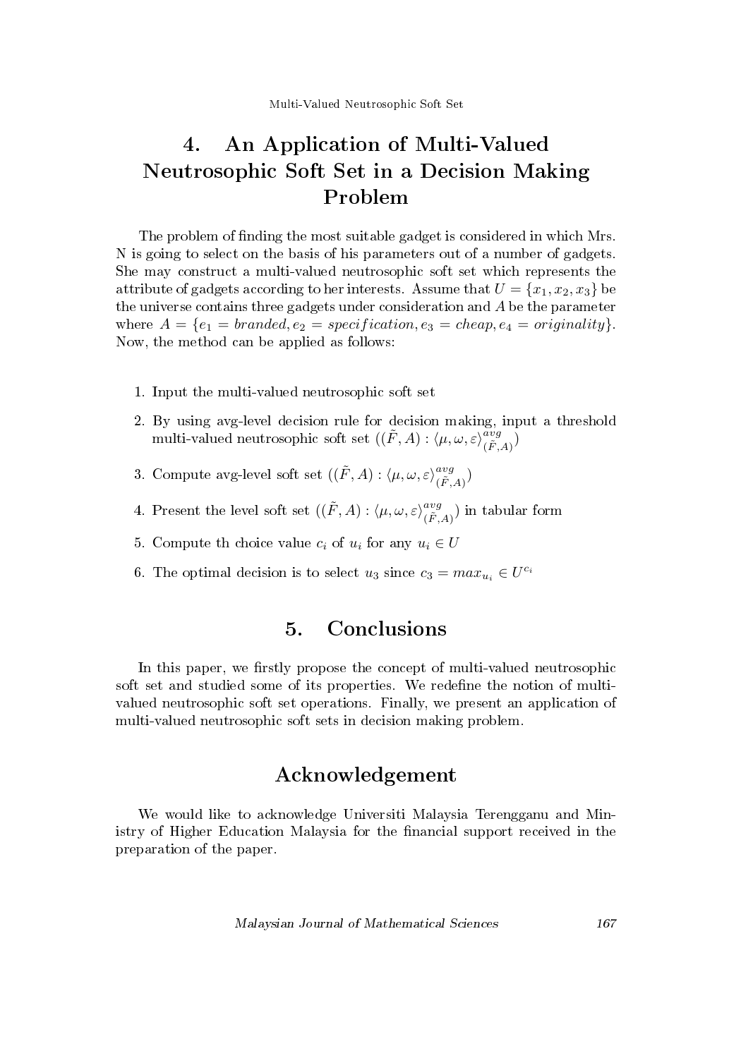# 4. An Application of Multi-Valued Neutrosophic Soft Set in a Decision Making Problem

The problem of finding the most suitable gadget is considered in which Mrs. N is going to select on the basis of his parameters out of a number of gadgets. She may construct a multi-valued neutrosophic soft set which represents the attribute of gadgets according to her interests. Assume that $U = \{x_1, x_2, x_3\}$ be the universe contains three gadgets under consideration and $A$ be the parameter where $A = \{e_1 = branded, e_2 = specification, e_3 = cheap, e_4 = originality\}$. Now, the method can be applied as follows:

1. Input the multi-valued neutrosophic soft set
2. By using avg-level decision rule for decision making, input a threshold multi-valued neutrosophic soft set $((\tilde{F}, A) : \langle \mu, \omega, \varepsilon \rangle^{avg}_{(\tilde{F},A)})$
3. Compute avg-level soft set $((\tilde{F}, A) : \langle \mu, \omega, \varepsilon \rangle^{avg}_{(\tilde{F},A)})$
4. Present the level soft set $((\tilde{F}, A) : \langle \mu, \omega, \varepsilon \rangle^{avg}_{(\tilde{F},A)})$ in tabular form
5. Compute th choice value $c_i$ of $u_i$ for any $u_i \in U$
6. The optimal decision is to select $u_3$ since $c_3 = max_{u_i} \in U^{c_i}$

# 5. Conclusions

In this paper, we firstly propose the concept of multi-valued neutrosophic soft set and studied some of its properties. We redefine the notion of multi-valued neutrosophic soft set operations. Finally, we present an application of multi-valued neutrosophic soft sets in decision making problem.

# Acknowledgement

We would like to acknowledge Universiti Malaysia Terengganu and Ministry of Higher Education Malaysia for the financial support received in the preparation of the paper.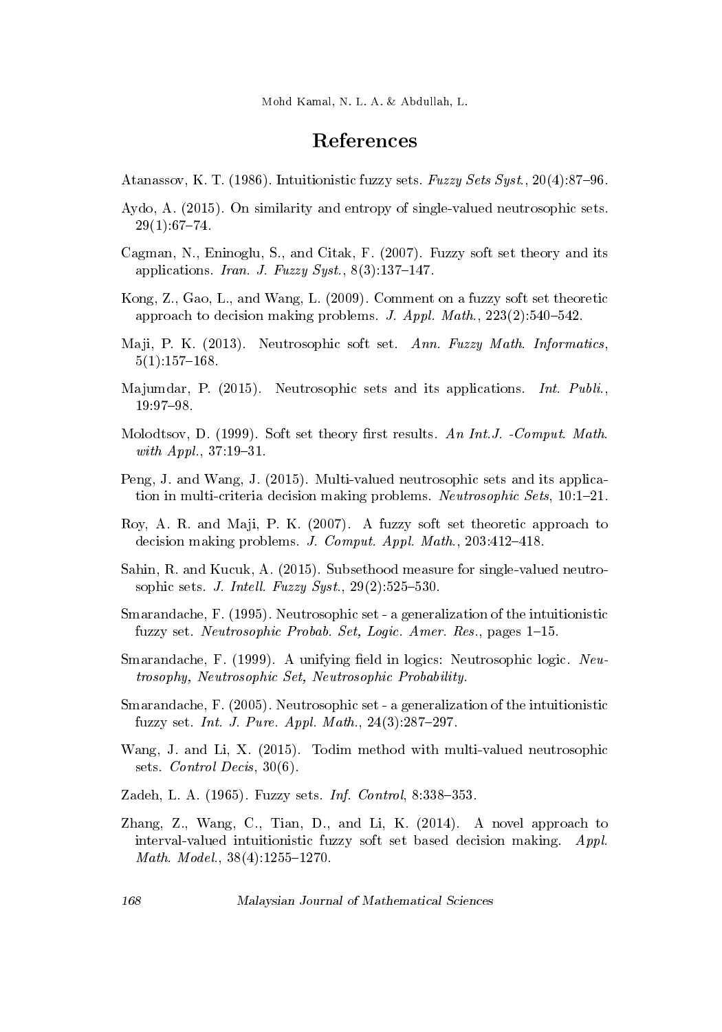# References

Atanassov, K. T. (1986). Intuitionistic fuzzy sets. *Fuzzy Sets Syst.*, 20(4):87–96.

Aydo, A. (2015). On similarity and entropy of single-valued neutrosophic sets. 29(1):67–74.

Cagman, N., Eninoglu, S., and Citak, F. (2007). Fuzzy soft set theory and its applications. *Iran. J. Fuzzy Syst.*, 8(3):137–147.

Kong, Z., Gao, L., and Wang, L. (2009). Comment on a fuzzy soft set theoretic approach to decision making problems. *J. Appl. Math.*, 223(2):540–542.

Maji, P. K. (2013). Neutrosophic soft set. *Ann. Fuzzy Math. Informatics*, 5(1):157–168.

Majumdar, P. (2015). Neutrosophic sets and its applications. *Int. Publi.*, 19:97–98.

Molodtsov, D. (1999). Soft set theory first results. *An Int.J. -Comput. Math. with Appl.*, 37:19–31.

Peng, J. and Wang, J. (2015). Multi-valued neutrosophic sets and its application in multi-criteria decision making problems. *Neutrosophic Sets*, 10:1–21.

Roy, A. R. and Maji, P. K. (2007). A fuzzy soft set theoretic approach to decision making problems. *J. Comput. Appl. Math.*, 203:412–418.

Sahin, R. and Kucuk, A. (2015). Subsethood measure for single-valued neutrosophic sets. *J. Intell. Fuzzy Syst.*, 29(2):525–530.

Smarandache, F. (1995). Neutrosophic set - a generalization of the intuitionistic fuzzy set. *Neutrosophic Probab. Set, Logic. Amer. Res.*, pages 1–15.

Smarandache, F. (1999). A unifying field in logics: Neutrosophic logic. *Neutrosophy, Neutrosophic Set, Neutrosophic Probability.*

Smarandache, F. (2005). Neutrosophic set - a generalization of the intuitionistic fuzzy set. *Int. J. Pure. Appl. Math.*, 24(3):287–297.

Wang, J. and Li, X. (2015). Todim method with multi-valued neutrosophic sets. *Control Decis*, 30(6).

Zadeh, L. A. (1965). Fuzzy sets. *Inf. Control*, 8:338–353.

Zhang, Z., Wang, C., Tian, D., and Li, K. (2014). A novel approach to interval-valued intuitionistic fuzzy soft set based decision making. *Appl. Math. Model.*, 38(4):1255–1270.